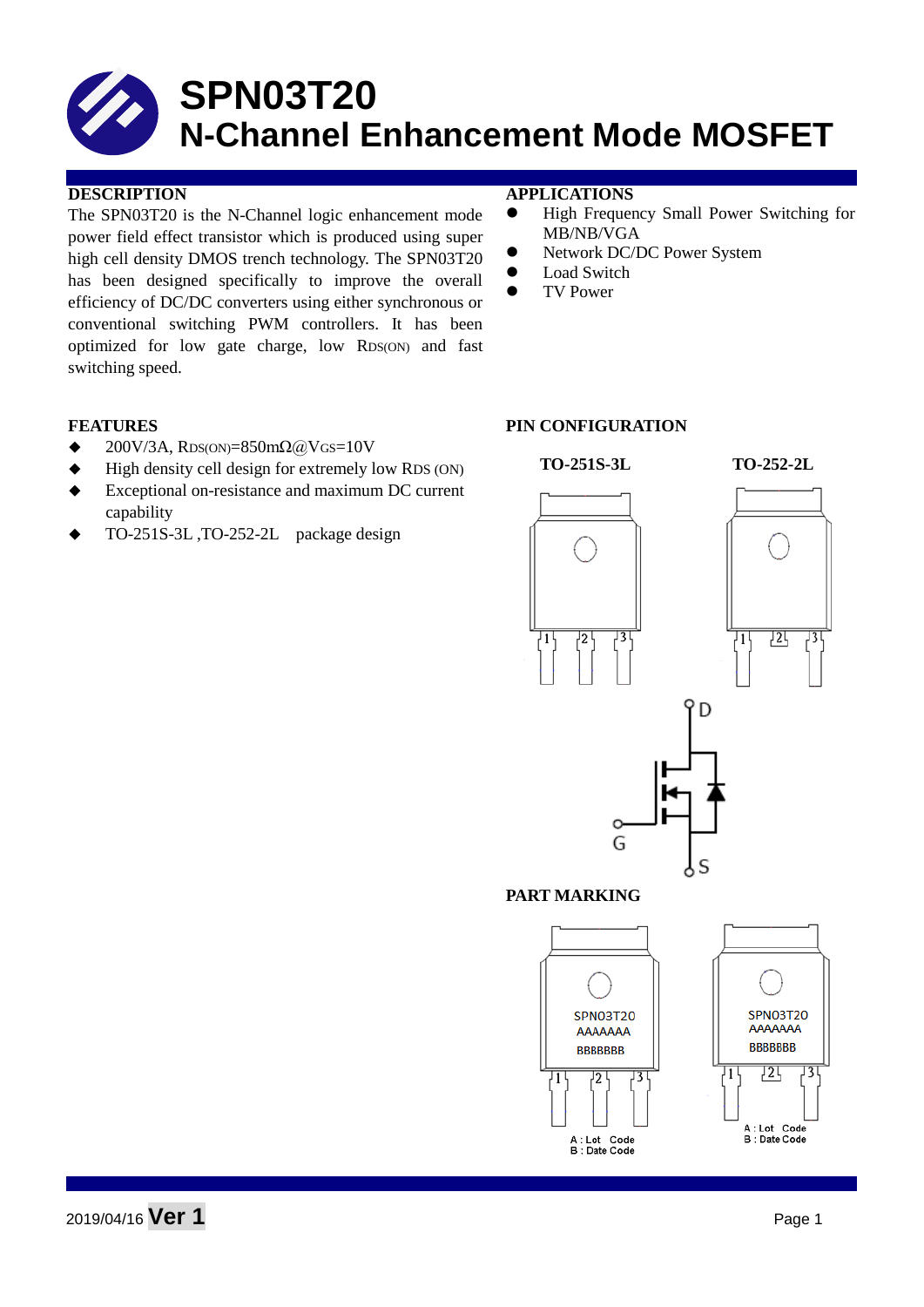# SPN03T20
# N-Channel Enhancement Mode MOSFET

## DESCRIPTION

The SPN03T20 is the N-Channel logic enhancement mode power field effect transistor which is produced using super high cell density DMOS trench technology. The SPN03T20 has been designed specifically to improve the overall efficiency of DC/DC converters using either synchronous or conventional switching PWM controllers. It has been optimized for low gate charge, low $R_{DS(ON)}$ and fast switching speed.

## APPLICATIONS

- High Frequency Small Power Switching for MB/NB/VGA
- Network DC/DC Power System
- Load Switch
- TV Power

## FEATURES

- 200V/3A, $R_{DS(ON)}$=850mΩ@$V_{GS}$=10V
- High density cell design for extremely low $R_{DS(ON)}$
- Exceptional on-resistance and maximum DC current capability
- TO-251S-3L ,TO-252-2L package design

## PIN CONFIGURATION

TO-251S-3L TO-252-2L

D

G

S

## PART MARKING

SPN03T20
AAAAAAA
BBBBBBB

A : Lot Code
B : Date Code

2019/04/16 **Ver 1**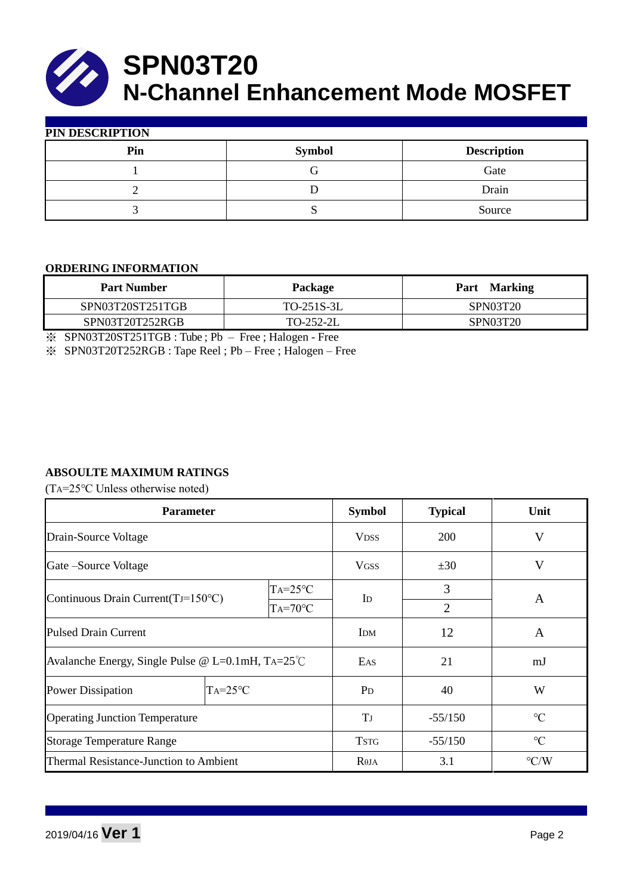# SPN03T20
## N-Channel Enhancement Mode MOSFET

**PIN DESCRIPTION**

| Pin | Symbol | Description |
|---|---|---|
| 1 | G | Gate |
| 2 | D | Drain |
| 3 | S | Source |

**ORDERING INFORMATION**

| Part Number | Package | Part Marking |
|---|---|---|
| SPN03T20ST251TGB | TO-251S-3L | SPN03T20 |
| SPN03T20T252RGB | TO-252-2L | SPN03T20 |

※ SPN03T20ST251TGB : Tube ; Pb – Free ; Halogen - Free

※ SPN03T20T252RGB : Tape Reel ; Pb – Free ; Halogen – Free

**ABSOULTE MAXIMUM RATINGS**

($T_A$=25°C Unless otherwise noted)

| Parameter | | Symbol | Typical | Unit |
|---|---|---|---|---|
| Drain-Source Voltage | | $V_{DSS}$ | 200 | V |
| Gate –Source Voltage | | $V_{GSS}$ | ±30 | V |
| Continuous Drain Current($T_J$=150°C) | $T_A$=25°C | $I_D$ | 3 | A |
| | $T_A$=70°C | | 2 | |
| Pulsed Drain Current | | $I_{DM}$ | 12 | A |
| Avalanche Energy, Single Pulse @ L=0.1mH, $T_A$=25℃ | | $E_{AS}$ | 21 | mJ |
| Power Dissipation | $T_A$=25°C | $P_D$ | 40 | W |
| Operating Junction Temperature | | $T_J$ | -55/150 | °C |
| Storage Temperature Range | | $T_{STG}$ | -55/150 | °C |
| Thermal Resistance-Junction to Ambient | | $R_{\theta JA}$ | 3.1 | °C/W |

2019/04/16 **Ver 1**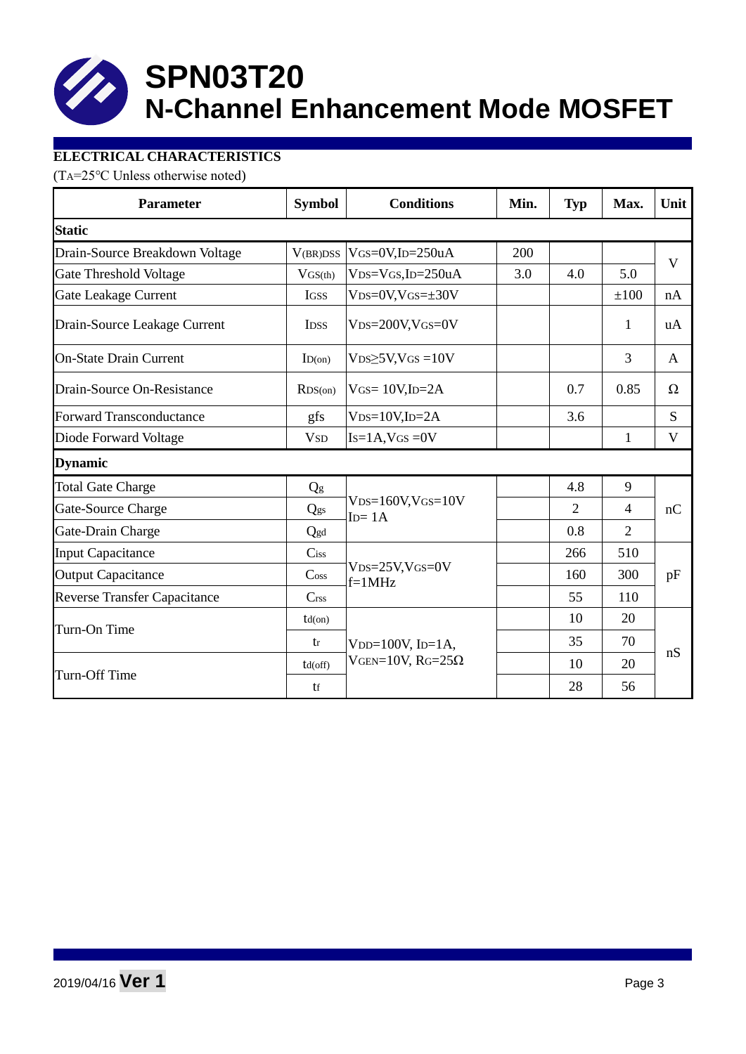# SPN03T20
## N-Channel Enhancement Mode MOSFET

**ELECTRICAL CHARACTERISTICS**

($T_A$=25°C Unless otherwise noted)

| Parameter | Symbol | Conditions | Min. | Typ | Max. | Unit |
|---|---|---|---|---|---|---|
| **Static** | | | | | | |
| Drain-Source Breakdown Voltage | $V_{(BR)DSS}$ | $V_{GS}$=0V,$I_D$=250uA | 200 | | | V |
| Gate Threshold Voltage | $V_{GS(th)}$ | $V_{DS}$=$V_{GS}$,$I_D$=250uA | 3.0 | 4.0 | 5.0 | V |
| Gate Leakage Current | $I_{GSS}$ | $V_{DS}$=0V,$V_{GS}$=±30V | | | ±100 | nA |
| Drain-Source Leakage Current | $I_{DSS}$ | $V_{DS}$=200V,$V_{GS}$=0V | | | 1 | uA |
| On-State Drain Current | $I_{D(on)}$ | $V_{DS}$≥5V,$V_{GS}$ =10V | | | 3 | A |
| Drain-Source On-Resistance | $R_{DS(on)}$ | $V_{GS}$= 10V,$I_D$=2A | | 0.7 | 0.85 | Ω |
| Forward Transconductance | gfs | $V_{DS}$=10V,$I_D$=2A | | 3.6 | | S |
| Diode Forward Voltage | $V_{SD}$ | $I_S$=1A,$V_{GS}$ =0V | | | 1 | V |
| **Dynamic** | | | | | | |
| Total Gate Charge | $Q_g$ | $V_{DS}$=160V,$V_{GS}$=10V $I_D$= 1A | | 4.8 | 9 | nC |
| Gate-Source Charge | $Q_{gs}$ | | | 2 | 4 | nC |
| Gate-Drain Charge | $Q_{gd}$ | | | 0.8 | 2 | nC |
| Input Capacitance | $C_{iss}$ | $V_{DS}$=25V,$V_{GS}$=0V f=1MHz | | 266 | 510 | pF |
| Output Capacitance | $C_{oss}$ | | | 160 | 300 | pF |
| Reverse Transfer Capacitance | $C_{rss}$ | | | 55 | 110 | pF |
| Turn-On Time | $t_{d(on)}$ | $V_{DD}$=100V, $I_D$=1A, $V_{GEN}$=10V, $R_G$=25Ω | | 10 | 20 | nS |
| | $t_r$ | | | 35 | 70 | nS |
| Turn-Off Time | $t_{d(off)}$ | | | 10 | 20 | nS |
| | $t_f$ | | | 28 | 56 | nS |

2019/04/16 **Ver 1**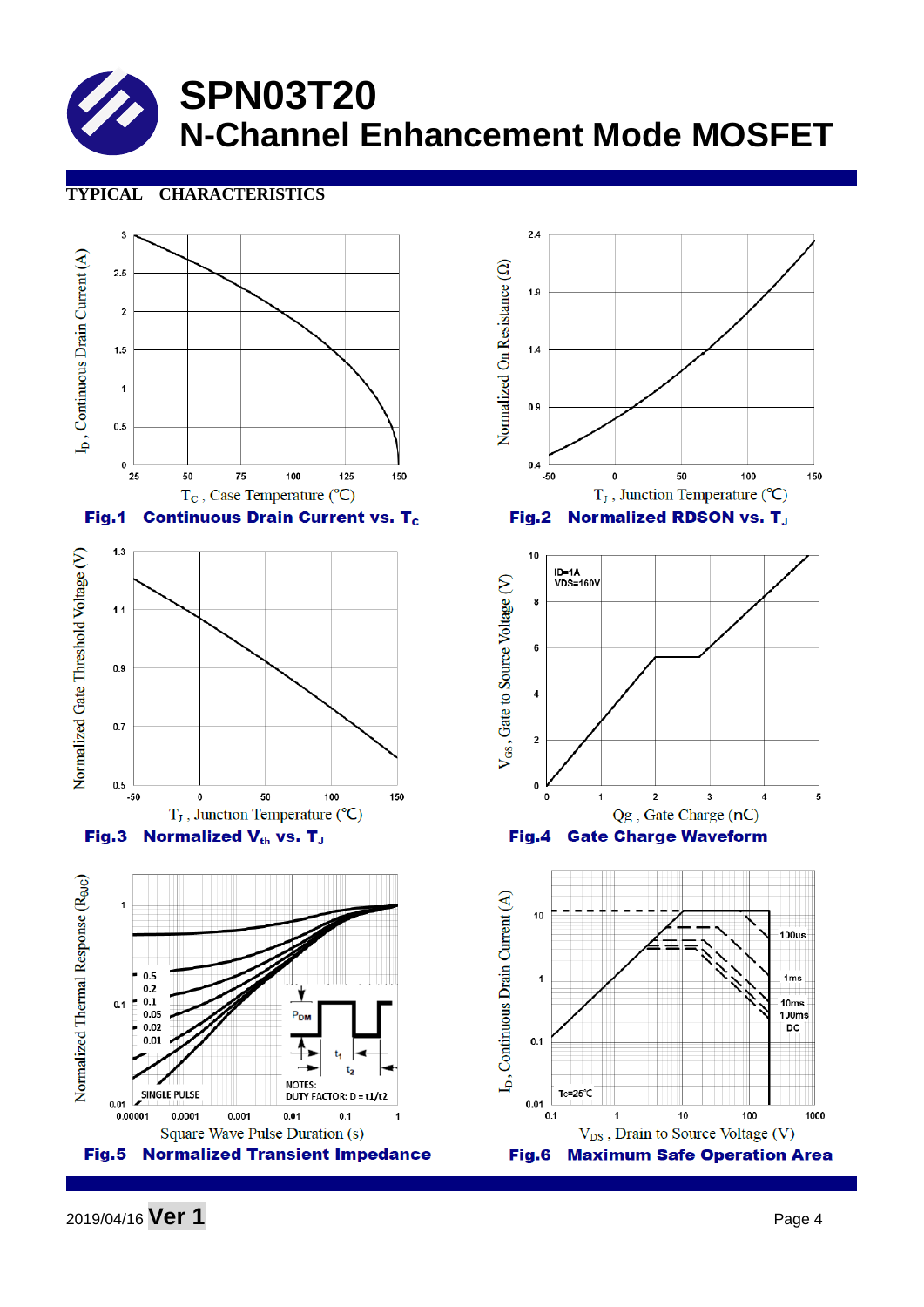# SPN03T20
## N-Channel Enhancement Mode MOSFET

**TYPICAL CHARACTERISTICS**

**Fig.1 Continuous Drain Current vs. $T_C$**

**Fig.2 Normalized RDSON vs. $T_J$**

**Fig.3 Normalized $V_{th}$ vs. $T_J$**

**Fig.4 Gate Charge Waveform**

**Fig.5 Normalized Transient Impedance**

**Fig.6 Maximum Safe Operation Area**

2019/04/16 **Ver 1**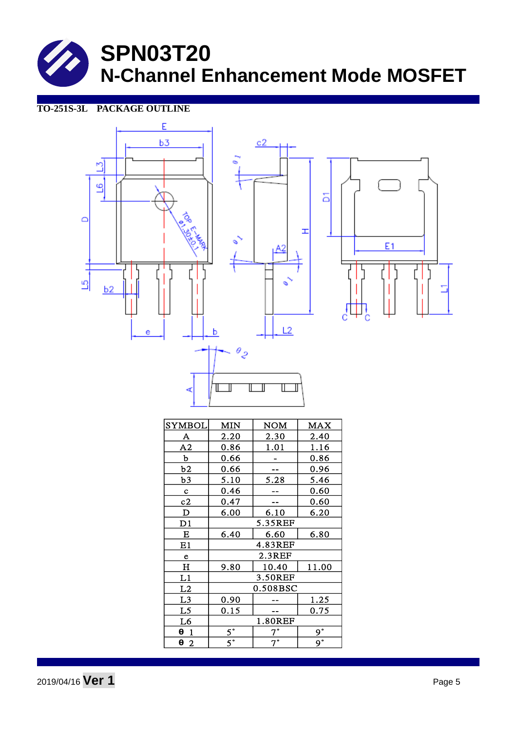# SPN03T20
## N-Channel Enhancement Mode MOSFET

**TO-251S-3L PACKAGE OUTLINE**

| SYMBOL | MIN | NOM | MAX |
|---|---|---|---|
| A | 2.20 | 2.30 | 2.40 |
| A2 | 0.86 | 1.01 | 1.16 |
| b | 0.66 | - | 0.86 |
| b2 | 0.66 | -- | 0.96 |
| b3 | 5.10 | 5.28 | 5.46 |
| c | 0.46 | -- | 0.60 |
| c2 | 0.47 | -- | 0.60 |
| D | 6.00 | 6.10 | 6.20 |
| D1 | 5.35REF | | |
| E | 6.40 | 6.60 | 6.80 |
| E1 | 4.83REF | | |
| e | 2.3REF | | |
| H | 9.80 | 10.40 | 11.00 |
| L1 | 3.50REF | | |
| L2 | 0.508BSC | | |
| L3 | 0.90 | -- | 1.25 |
| L5 | 0.15 | -- | 0.75 |
| L6 | 1.80REF | | |
| θ 1 | 5° | 7° | 9° |
| θ 2 | 5° | 7° | 9° |

2019/04/16 **Ver 1**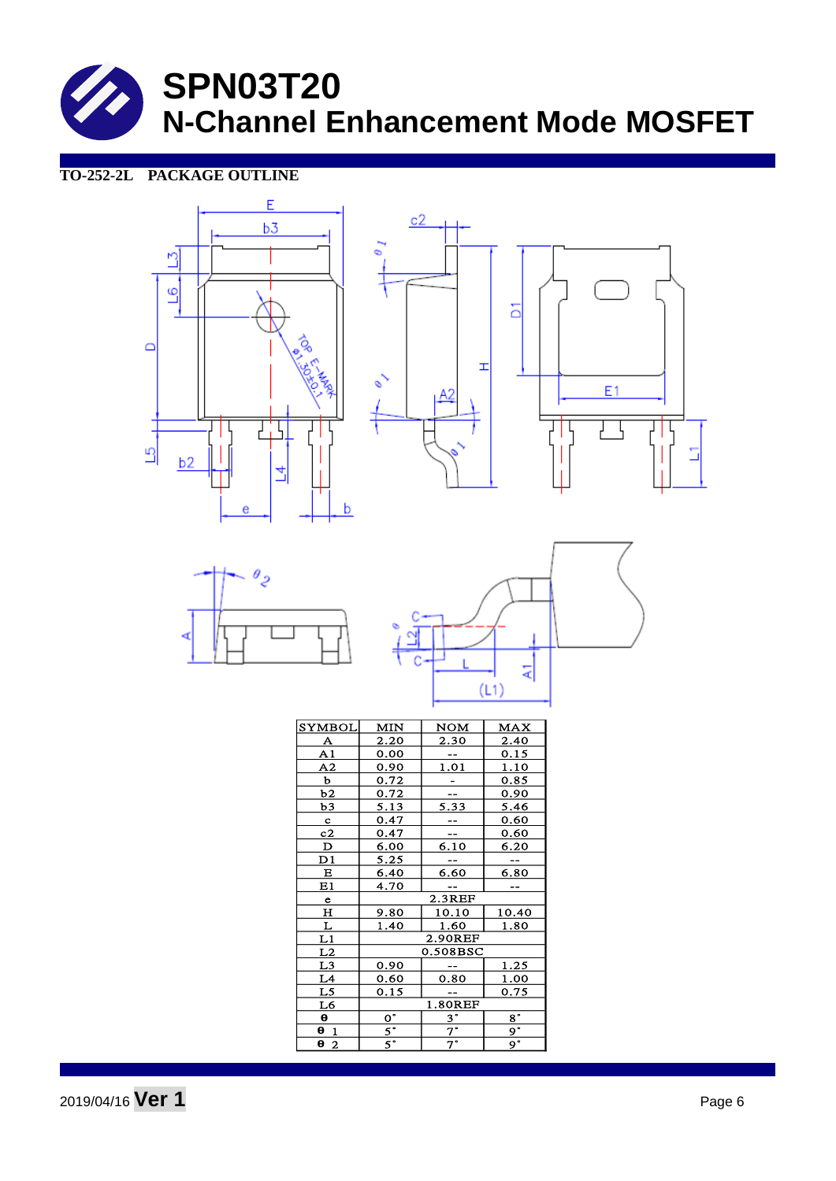# SPN03T20
## N-Channel Enhancement Mode MOSFET

**TO-252-2L PACKAGE OUTLINE**

| SYMBOL | MIN | NOM | MAX |
|---|---|---|---|
| A | 2.20 | 2.30 | 2.40 |
| A1 | 0.00 | -- | 0.15 |
| A2 | 0.90 | 1.01 | 1.10 |
| b | 0.72 | - | 0.85 |
| b2 | 0.72 | -- | 0.90 |
| b3 | 5.13 | 5.33 | 5.46 |
| c | 0.47 | -- | 0.60 |
| c2 | 0.47 | -- | 0.60 |
| D | 6.00 | 6.10 | 6.20 |
| D1 | 5.25 | -- | -- |
| E | 6.40 | 6.60 | 6.80 |
| E1 | 4.70 | -- | -- |
| e | | 2.3REF | |
| H | 9.80 | 10.10 | 10.40 |
| L | 1.40 | 1.60 | 1.80 |
| L1 | | 2.90REF | |
| L2 | | 0.508BSC | |
| L3 | 0.90 | -- | 1.25 |
| L4 | 0.60 | 0.80 | 1.00 |
| L5 | 0.15 | -- | 0.75 |
| L6 | | 1.80REF | |
| θ | 0° | 3° | 8° |
| θ1 | 5° | 7° | 9° |
| θ2 | 5° | 7° | 9° |

2019/04/16 **Ver 1**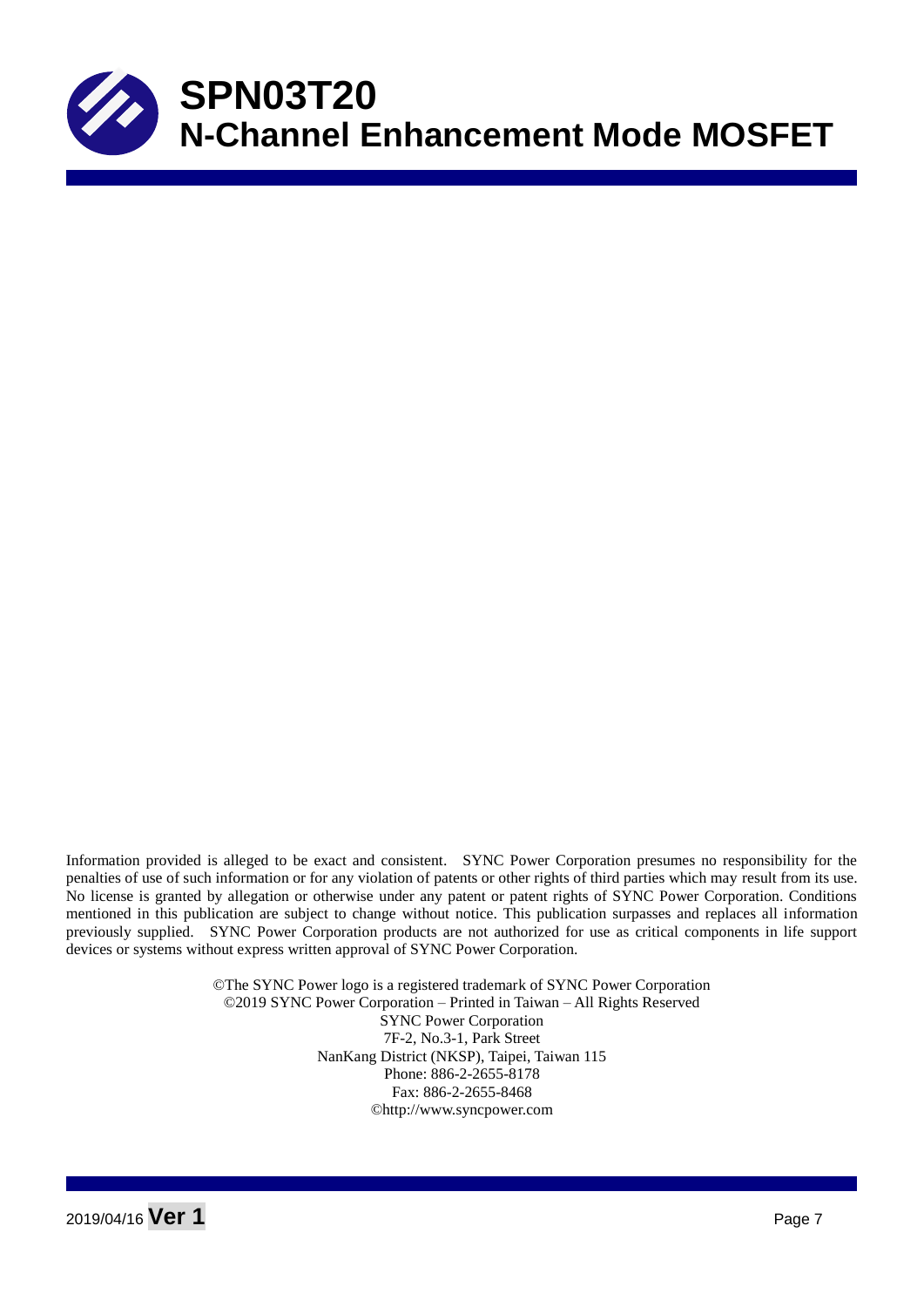Information provided is alleged to be exact and consistent. SYNC Power Corporation presumes no responsibility for the penalties of use of such information or for any violation of patents or other rights of third parties which may result from its use. No license is granted by allegation or otherwise under any patent or patent rights of SYNC Power Corporation. Conditions mentioned in this publication are subject to change without notice. This publication surpasses and replaces all information previously supplied. SYNC Power Corporation products are not authorized for use as critical components in life support devices or systems without express written approval of SYNC Power Corporation.

©The SYNC Power logo is a registered trademark of SYNC Power Corporation
©2019 SYNC Power Corporation – Printed in Taiwan – All Rights Reserved
SYNC Power Corporation
7F-2, No.3-1, Park Street
NanKang District (NKSP), Taipei, Taiwan 115
Phone: 886-2-2655-8178
Fax: 886-2-2655-8468
©http://www.syncpower.com